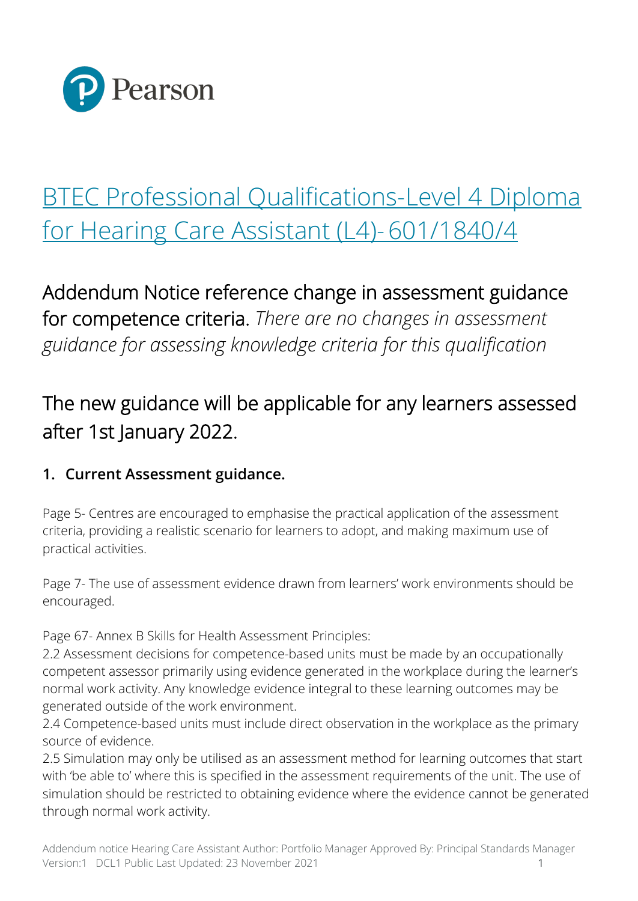# [BTEC Professional Qualifications-Level 4 Diploma for Hearing Care Assistant (L4)- 601/1840/4]

## Addendum Notice reference change in assessment guidance for competence criteria. *There are no changes in assessment guidance for assessing knowledge criteria for this qualification*

## The new guidance will be applicable for any learners assessed after 1st January 2022.

### 1. Current Assessment guidance.

Page 5- Centres are encouraged to emphasise the practical application of the assessment criteria, providing a realistic scenario for learners to adopt, and making maximum use of practical activities.

Page 7- The use of assessment evidence drawn from learners' work environments should be encouraged.

Page 67- Annex B Skills for Health Assessment Principles:
2.2 Assessment decisions for competence-based units must be made by an occupationally competent assessor primarily using evidence generated in the workplace during the learner's normal work activity. Any knowledge evidence integral to these learning outcomes may be generated outside of the work environment.
2.4 Competence-based units must include direct observation in the workplace as the primary source of evidence.
2.5 Simulation may only be utilised as an assessment method for learning outcomes that start with 'be able to' where this is specified in the assessment requirements of the unit. The use of simulation should be restricted to obtaining evidence where the evidence cannot be generated through normal work activity.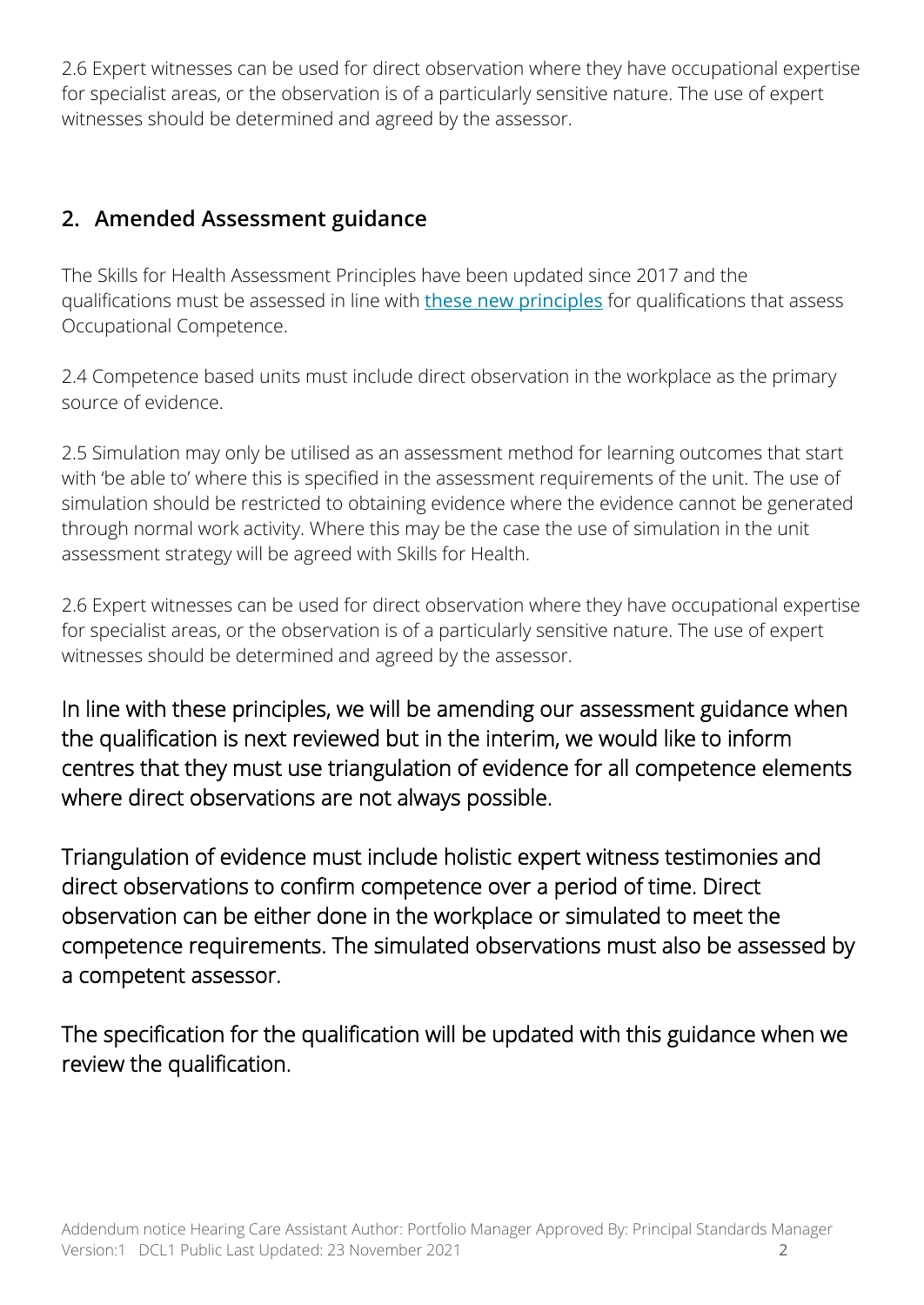2.6 Expert witnesses can be used for direct observation where they have occupational expertise for specialist areas, or the observation is of a particularly sensitive nature. The use of expert witnesses should be determined and agreed by the assessor.

## 2. Amended Assessment guidance

The Skills for Health Assessment Principles have been updated since 2017 and the qualifications must be assessed in line with these new principles for qualifications that assess Occupational Competence.

2.4 Competence based units must include direct observation in the workplace as the primary source of evidence.

2.5 Simulation may only be utilised as an assessment method for learning outcomes that start with 'be able to' where this is specified in the assessment requirements of the unit. The use of simulation should be restricted to obtaining evidence where the evidence cannot be generated through normal work activity. Where this may be the case the use of simulation in the unit assessment strategy will be agreed with Skills for Health.

2.6 Expert witnesses can be used for direct observation where they have occupational expertise for specialist areas, or the observation is of a particularly sensitive nature. The use of expert witnesses should be determined and agreed by the assessor.

In line with these principles, we will be amending our assessment guidance when the qualification is next reviewed but in the interim, we would like to inform centres that they must use triangulation of evidence for all competence elements where direct observations are not always possible.

Triangulation of evidence must include holistic expert witness testimonies and direct observations to confirm competence over a period of time. Direct observation can be either done in the workplace or simulated to meet the competence requirements. The simulated observations must also be assessed by a competent assessor.

The specification for the qualification will be updated with this guidance when we review the qualification.